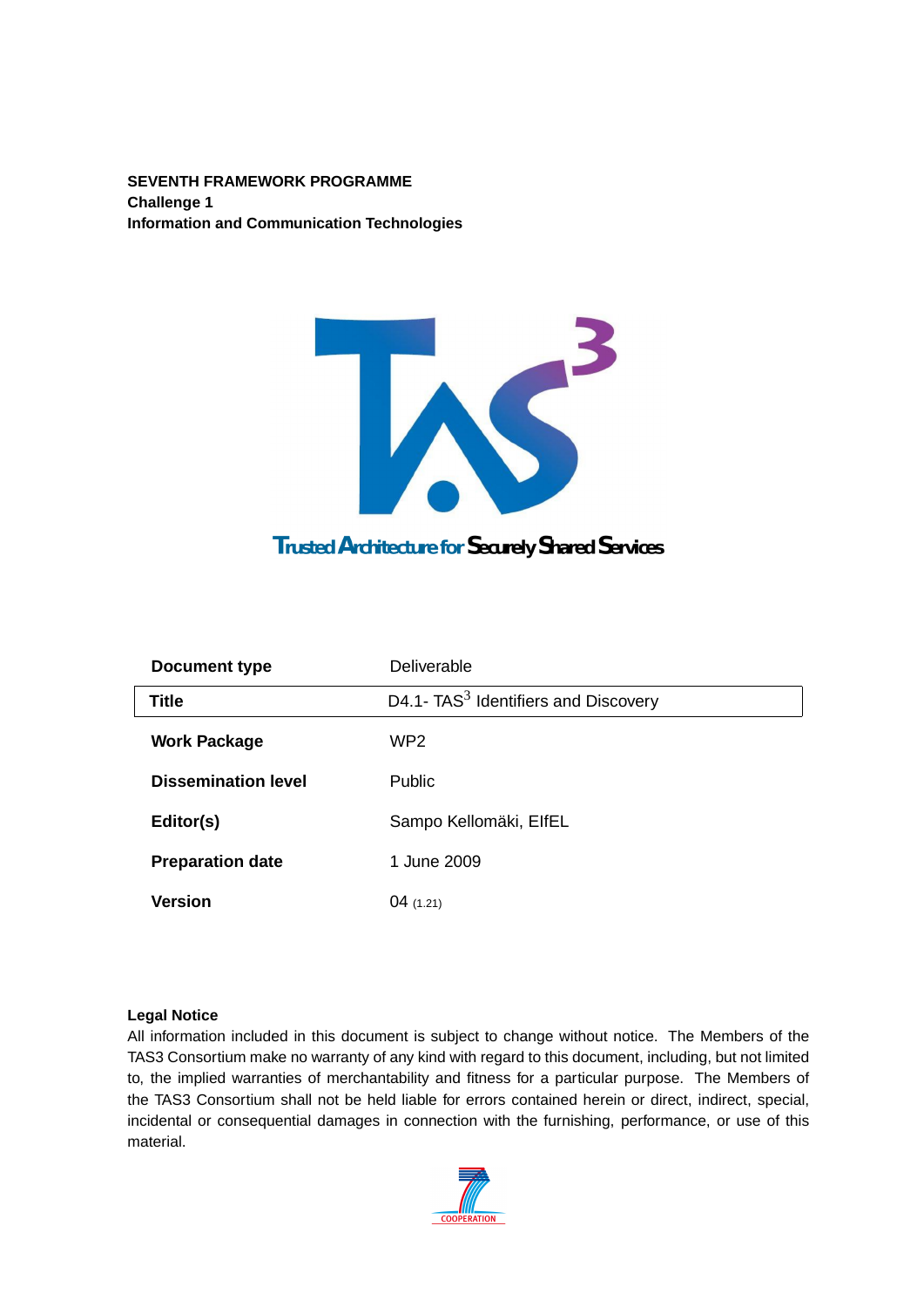**SEVENTH FRAMEWORK PROGRAMME**
**Challenge 1**
**Information and Communication Technologies**

Trusted Architecture for Securely Shared Services

| | |
|---|---|
| **Document type** | Deliverable |
| **Title** | D4.1- TAS$^3$ Identifiers and Discovery |
| **Work Package** | WP2 |
| **Dissemination level** | Public |
| **Editor(s)** | Sampo Kellomäki, EIfEL |
| **Preparation date** | 1 June 2009 |
| **Version** | 04 (1.21) |

**Legal Notice**
All information included in this document is subject to change without notice. The Members of the TAS3 Consortium make no warranty of any kind with regard to this document, including, but not limited to, the implied warranties of merchantability and fitness for a particular purpose. The Members of the TAS3 Consortium shall not be held liable for errors contained herein or direct, indirect, special, incidental or consequential damages in connection with the furnishing, performance, or use of this material.

COOPERATION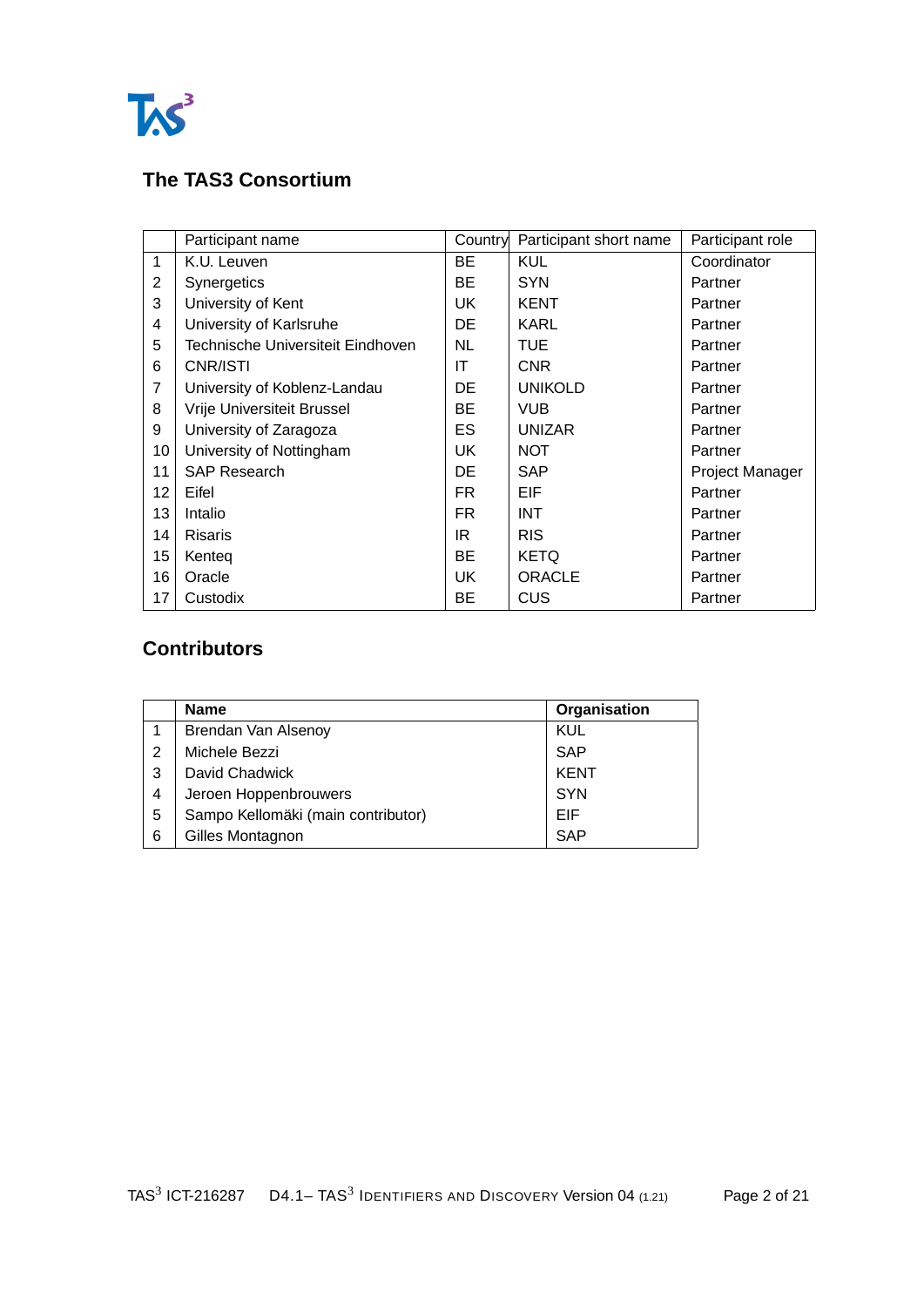## The TAS3 Consortium

| | Participant name | Country | Participant short name | Participant role |
|---|---|---|---|---|
| 1 | K.U. Leuven | BE | KUL | Coordinator |
| 2 | Synergetics | BE | SYN | Partner |
| 3 | University of Kent | UK | KENT | Partner |
| 4 | University of Karlsruhe | DE | KARL | Partner |
| 5 | Technische Universiteit Eindhoven | NL | TUE | Partner |
| 6 | CNR/ISTI | IT | CNR | Partner |
| 7 | University of Koblenz-Landau | DE | UNIKOLD | Partner |
| 8 | Vrije Universiteit Brussel | BE | VUB | Partner |
| 9 | University of Zaragoza | ES | UNIZAR | Partner |
| 10 | University of Nottingham | UK | NOT | Partner |
| 11 | SAP Research | DE | SAP | Project Manager |
| 12 | Eifel | FR | EIF | Partner |
| 13 | Intalio | FR | INT | Partner |
| 14 | Risaris | IR | RIS | Partner |
| 15 | Kenteq | BE | KETQ | Partner |
| 16 | Oracle | UK | ORACLE | Partner |
| 17 | Custodix | BE | CUS | Partner |

## Contributors

| | Name | Organisation |
|---|---|---|
| 1 | Brendan Van Alsenoy | KUL |
| 2 | Michele Bezzi | SAP |
| 3 | David Chadwick | KENT |
| 4 | Jeroen Hoppenbrouwers | SYN |
| 5 | Sampo Kellomäki (main contributor) | EIF |
| 6 | Gilles Montagnon | SAP |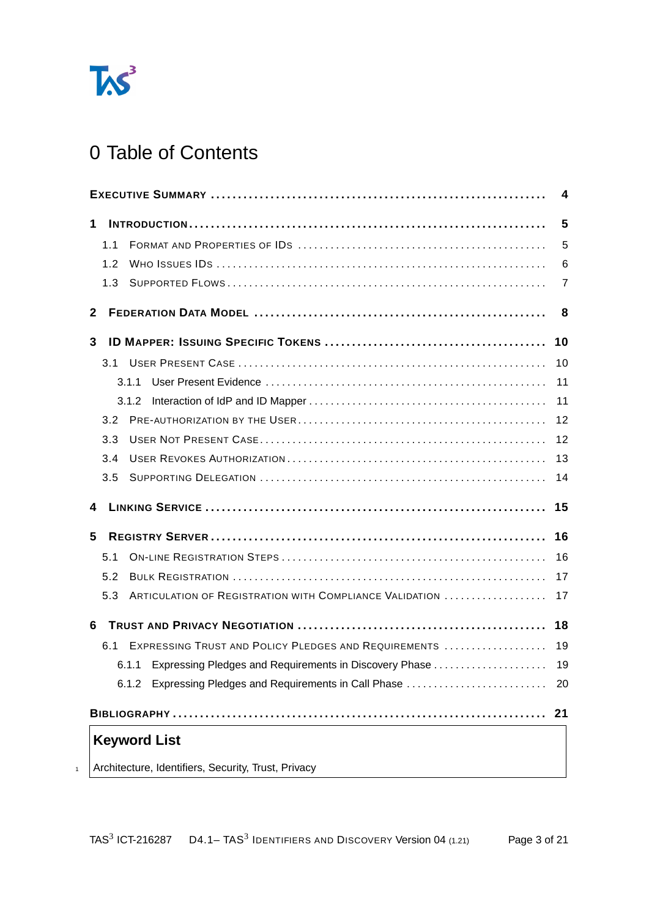# 0 Table of Contents

| | |
|---|---|
| **EXECUTIVE SUMMARY** | **4** |
| **1 INTRODUCTION** | **5** |
| 1.1 FORMAT AND PROPERTIES OF IDS | 5 |
| 1.2 WHO ISSUES IDS | 6 |
| 1.3 SUPPORTED FLOWS | 7 |
| **2 FEDERATION DATA MODEL** | **8** |
| **3 ID MAPPER: ISSUING SPECIFIC TOKENS** | **10** |
| 3.1 USER PRESENT CASE | 10 |
| 3.1.1 User Present Evidence | 11 |
| 3.1.2 Interaction of IdP and ID Mapper | 11 |
| 3.2 PRE-AUTHORIZATION BY THE USER | 12 |
| 3.3 USER NOT PRESENT CASE | 12 |
| 3.4 USER REVOKES AUTHORIZATION | 13 |
| 3.5 SUPPORTING DELEGATION | 14 |
| **4 LINKING SERVICE** | **15** |
| **5 REGISTRY SERVER** | **16** |
| 5.1 ON-LINE REGISTRATION STEPS | 16 |
| 5.2 BULK REGISTRATION | 17 |
| 5.3 ARTICULATION OF REGISTRATION WITH COMPLIANCE VALIDATION | 17 |
| **6 TRUST AND PRIVACY NEGOTIATION** | **18** |
| 6.1 EXPRESSING TRUST AND POLICY PLEDGES AND REQUIREMENTS | 19 |
| 6.1.1 Expressing Pledges and Requirements in Discovery Phase | 19 |
| 6.1.2 Expressing Pledges and Requirements in Call Phase | 20 |
| **BIBLIOGRAPHY** | **21** |

## Keyword List

Architecture, Identifiers, Security, Trust, Privacy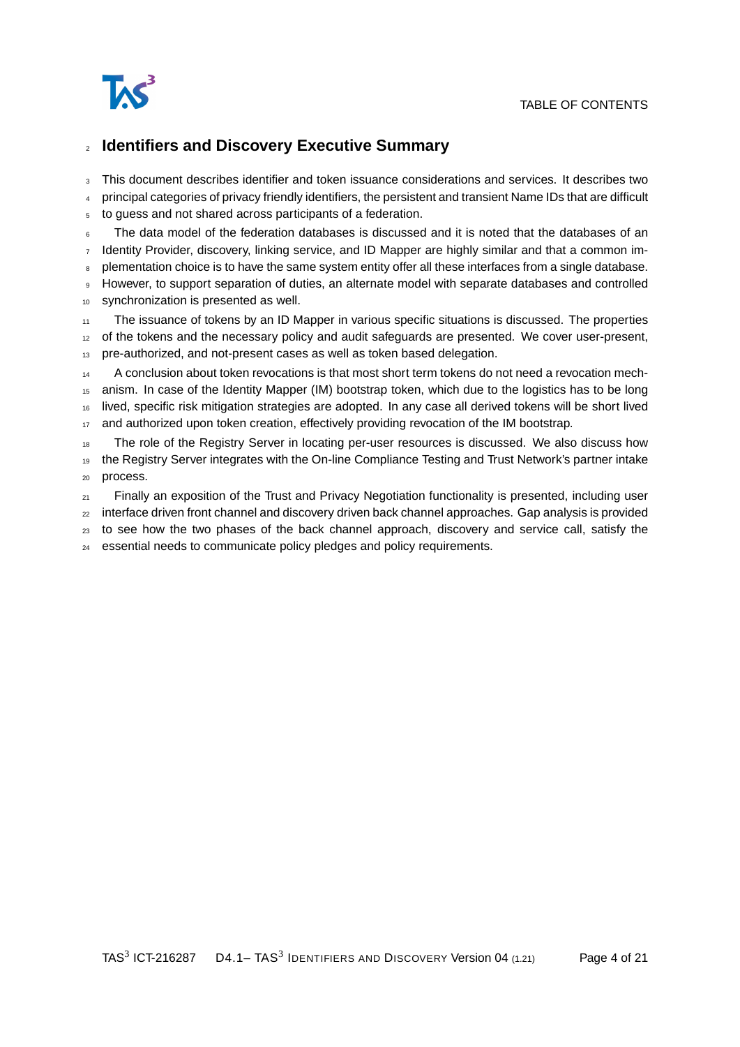# Identifiers and Discovery Executive Summary

This document describes identifier and token issuance considerations and services. It describes two principal categories of privacy friendly identifiers, the persistent and transient Name IDs that are difficult to guess and not shared across participants of a federation.

The data model of the federation databases is discussed and it is noted that the databases of an Identity Provider, discovery, linking service, and ID Mapper are highly similar and that a common implementation choice is to have the same system entity offer all these interfaces from a single database. However, to support separation of duties, an alternate model with separate databases and controlled synchronization is presented as well.

The issuance of tokens by an ID Mapper in various specific situations is discussed. The properties of the tokens and the necessary policy and audit safeguards are presented. We cover user-present, pre-authorized, and not-present cases as well as token based delegation.

A conclusion about token revocations is that most short term tokens do not need a revocation mechanism. In case of the Identity Mapper (IM) bootstrap token, which due to the logistics has to be long lived, specific risk mitigation strategies are adopted. In any case all derived tokens will be short lived and authorized upon token creation, effectively providing revocation of the IM bootstrap.

The role of the Registry Server in locating per-user resources is discussed. We also discuss how the Registry Server integrates with the On-line Compliance Testing and Trust Network's partner intake process.

Finally an exposition of the Trust and Privacy Negotiation functionality is presented, including user interface driven front channel and discovery driven back channel approaches. Gap analysis is provided to see how the two phases of the back channel approach, discovery and service call, satisfy the essential needs to communicate policy pledges and policy requirements.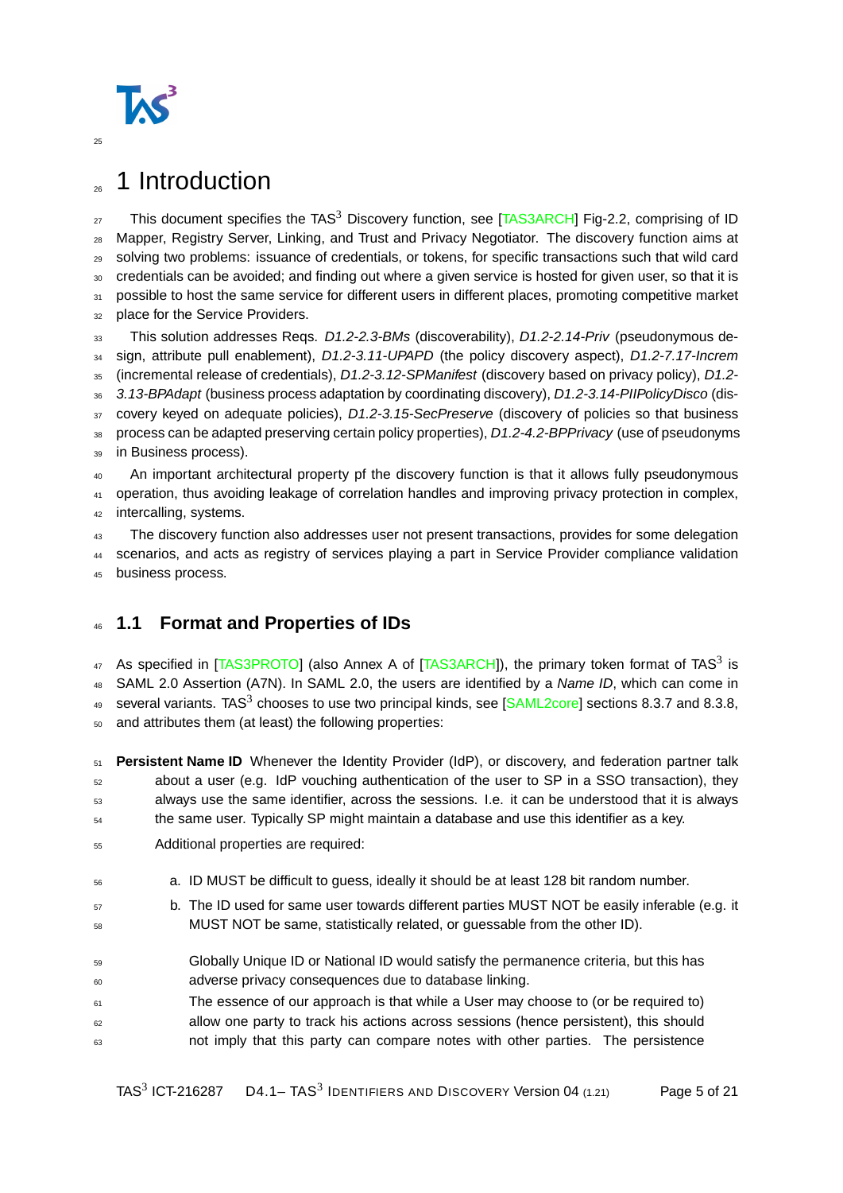# 1 Introduction

This document specifies the TAS$^3$ Discovery function, see [TAS3ARCH] Fig-2.2, comprising of ID Mapper, Registry Server, Linking, and Trust and Privacy Negotiator. The discovery function aims at solving two problems: issuance of credentials, or tokens, for specific transactions such that wild card credentials can be avoided; and finding out where a given service is hosted for given user, so that it is possible to host the same service for different users in different places, promoting competitive market place for the Service Providers.

This solution addresses Reqs. *D1.2-2.3-BMs* (discoverability), *D1.2-2.14-Priv* (pseudonymous design, attribute pull enablement), *D1.2-3.11-UPAPD* (the policy discovery aspect), *D1.2-7.17-Increm* (incremental release of credentials), *D1.2-3.12-SPManifest* (discovery based on privacy policy), *D1.2-3.13-BPAdapt* (business process adaptation by coordinating discovery), *D1.2-3.14-PIIPolicyDisco* (discovery keyed on adequate policies), *D1.2-3.15-SecPreserve* (discovery of policies so that business process can be adapted preserving certain policy properties), *D1.2-4.2-BPPrivacy* (use of pseudonyms in Business process).

An important architectural property pf the discovery function is that it allows fully pseudonymous operation, thus avoiding leakage of correlation handles and improving privacy protection in complex, intercalling, systems.

The discovery function also addresses user not present transactions, provides for some delegation scenarios, and acts as registry of services playing a part in Service Provider compliance validation business process.

## 1.1 Format and Properties of IDs

As specified in [TAS3PROTO] (also Annex A of [TAS3ARCH]), the primary token format of TAS$^3$ is SAML 2.0 Assertion (A7N). In SAML 2.0, the users are identified by a *Name ID*, which can come in several variants. TAS$^3$ chooses to use two principal kinds, see [SAML2core] sections 8.3.7 and 8.3.8, and attributes them (at least) the following properties:

**Persistent Name ID** Whenever the Identity Provider (IdP), or discovery, and federation partner talk about a user (e.g. IdP vouching authentication of the user to SP in a SSO transaction), they always use the same identifier, across the sessions. I.e. it can be understood that it is always the same user. Typically SP might maintain a database and use this identifier as a key.

Additional properties are required:

a. ID MUST be difficult to guess, ideally it should be at least 128 bit random number.

b. The ID used for same user towards different parties MUST NOT be easily inferable (e.g. it MUST NOT be same, statistically related, or guessable from the other ID).

Globally Unique ID or National ID would satisfy the permanence criteria, but this has adverse privacy consequences due to database linking.

The essence of our approach is that while a User may choose to (or be required to) allow one party to track his actions across sessions (hence persistent), this should not imply that this party can compare notes with other parties. The persistence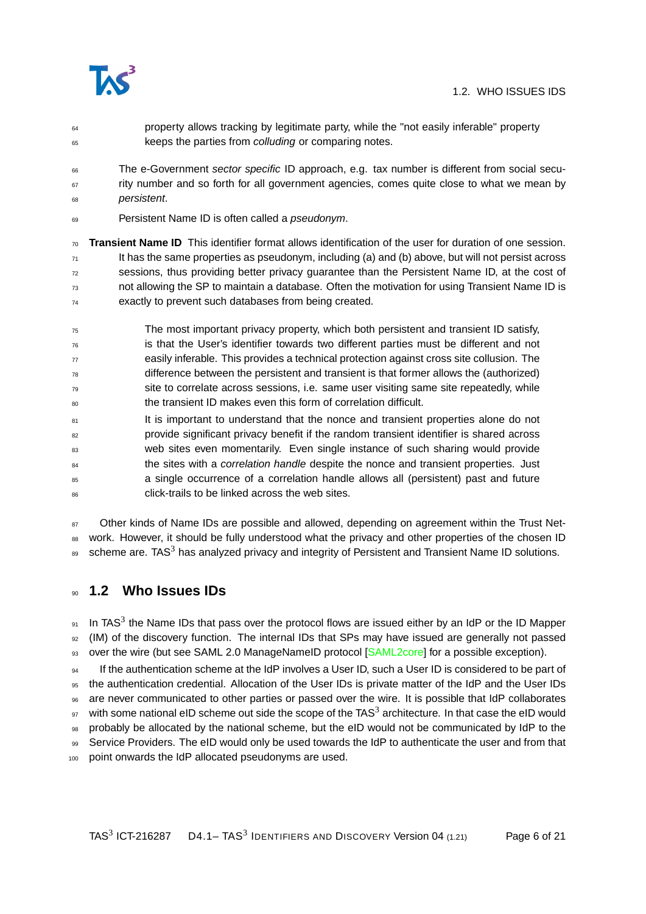property allows tracking by legitimate party, while the "not easily inferable" property keeps the parties from *colluding* or comparing notes.

The e-Government *sector specific* ID approach, e.g. tax number is different from social security number and so forth for all government agencies, comes quite close to what we mean by *persistent*.

Persistent Name ID is often called a *pseudonym*.

**Transient Name ID** This identifier format allows identification of the user for duration of one session. It has the same properties as pseudonym, including (a) and (b) above, but will not persist across sessions, thus providing better privacy guarantee than the Persistent Name ID, at the cost of not allowing the SP to maintain a database. Often the motivation for using Transient Name ID is exactly to prevent such databases from being created.

> The most important privacy property, which both persistent and transient ID satisfy, is that the User's identifier towards two different parties must be different and not easily inferable. This provides a technical protection against cross site collusion. The difference between the persistent and transient is that former allows the (authorized) site to correlate across sessions, i.e. same user visiting same site repeatedly, while the transient ID makes even this form of correlation difficult.
>
> It is important to understand that the nonce and transient properties alone do not provide significant privacy benefit if the random transient identifier is shared across web sites even momentarily. Even single instance of such sharing would provide the sites with a *correlation handle* despite the nonce and transient properties. Just a single occurrence of a correlation handle allows all (persistent) past and future click-trails to be linked across the web sites.

Other kinds of Name IDs are possible and allowed, depending on agreement within the Trust Network. However, it should be fully understood what the privacy and other properties of the chosen ID scheme are. TAS$^3$ has analyzed privacy and integrity of Persistent and Transient Name ID solutions.

## 1.2 Who Issues IDs

In TAS$^3$ the Name IDs that pass over the protocol flows are issued either by an IdP or the ID Mapper (IM) of the discovery function. The internal IDs that SPs may have issued are generally not passed over the wire (but see SAML 2.0 ManageNameID protocol [SAML2core] for a possible exception).

If the authentication scheme at the IdP involves a User ID, such a User ID is considered to be part of the authentication credential. Allocation of the User IDs is private matter of the IdP and the User IDs are never communicated to other parties or passed over the wire. It is possible that IdP collaborates with some national eID scheme out side the scope of the TAS$^3$ architecture. In that case the eID would probably be allocated by the national scheme, but the eID would not be communicated by IdP to the Service Providers. The eID would only be used towards the IdP to authenticate the user and from that point onwards the IdP allocated pseudonyms are used.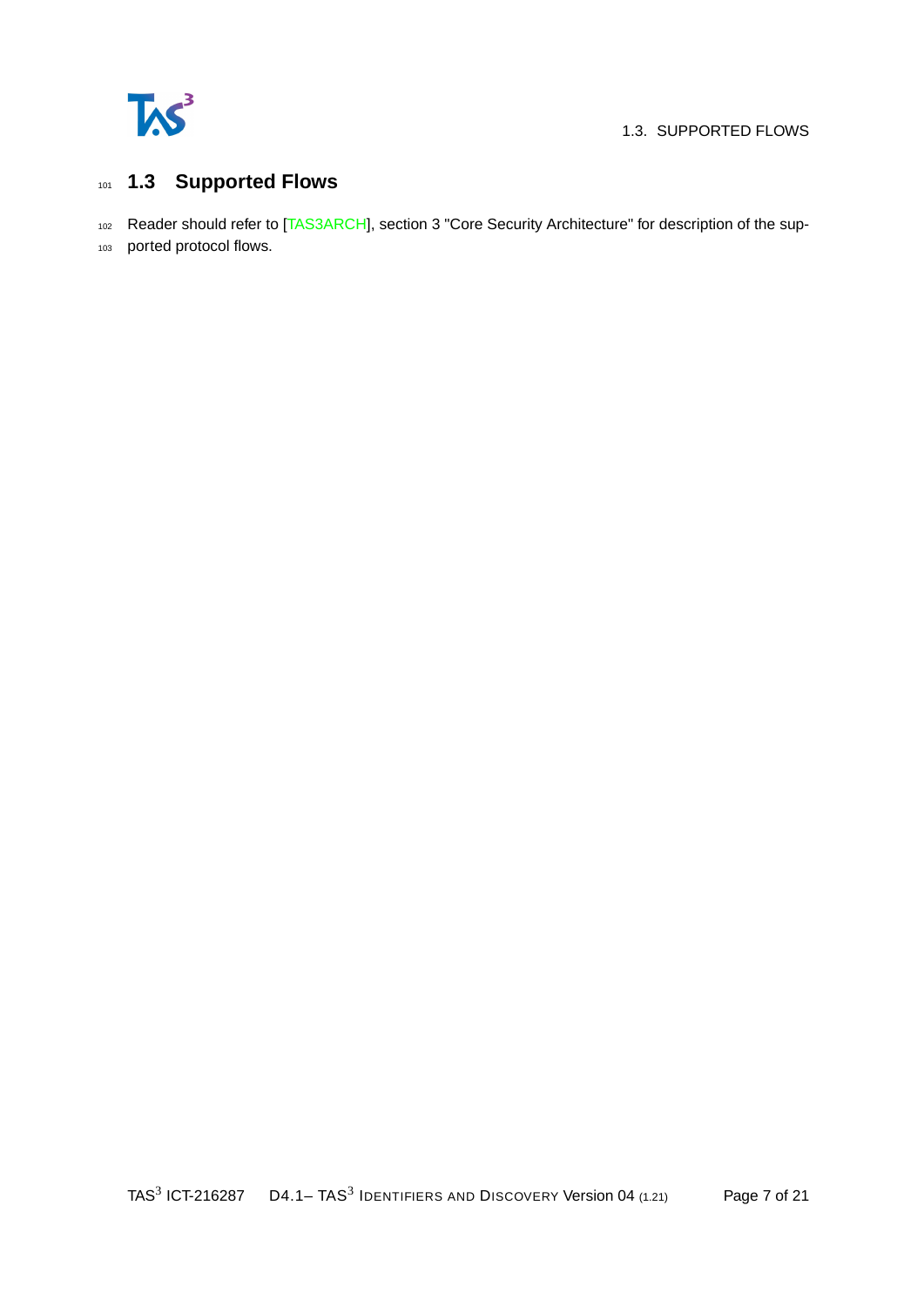## 1.3 Supported Flows

Reader should refer to [TAS3ARCH], section 3 "Core Security Architecture" for description of the supported protocol flows.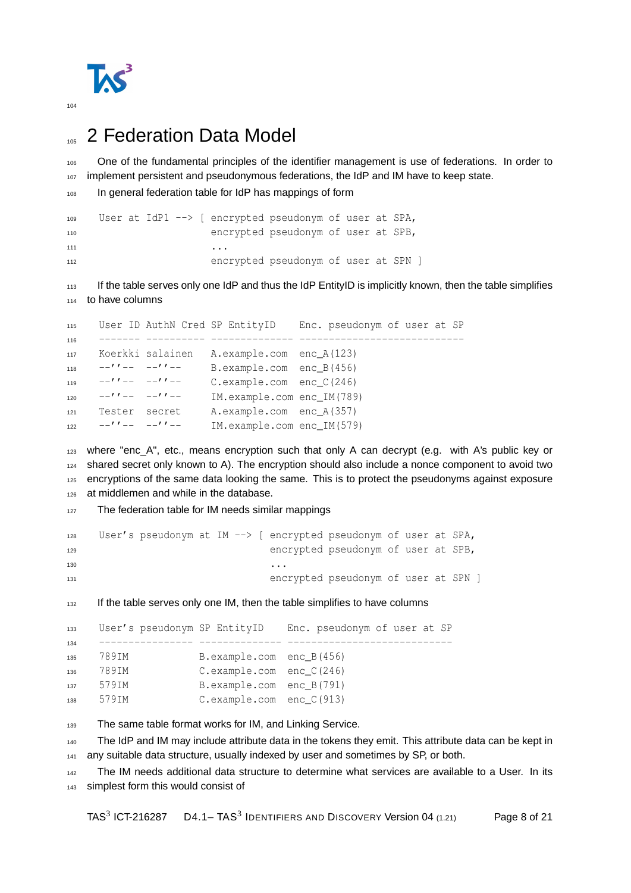# 2 Federation Data Model

One of the fundamental principles of the identifier management is use of federations. In order to implement persistent and pseudonymous federations, the IdP and IM have to keep state.

In general federation table for IdP has mappings of form

```
User at IdP1 --> [ encrypted pseudonym of user at SPA,
                   encrypted pseudonym of user at SPB,
                   ...
                   encrypted pseudonym of user at SPN ]
```

If the table serves only one IdP and thus the IdP EntityID is implicitly known, then the table simplifies to have columns

```
User ID AuthN Cred SP EntityID    Enc. pseudonym of user at SP
------- ---------- -------------- ----------------------------
Koerkki salainen   A.example.com  enc_A(123)
--''--  --''--     B.example.com  enc_B(456)
--''--  --''--     C.example.com  enc_C(246)
--''--  --''--     IM.example.com enc_IM(789)
Tester  secret     A.example.com  enc_A(357)
--''--  --''--     IM.example.com enc_IM(579)
```

where "enc_A", etc., means encryption such that only A can decrypt (e.g. with A's public key or shared secret only known to A). The encryption should also include a nonce component to avoid two encryptions of the same data looking the same. This is to protect the pseudonyms against exposure at middlemen and while in the database.

The federation table for IM needs similar mappings

```
User's pseudonym at IM --> [ encrypted pseudonym of user at SPA,
                             encrypted pseudonym of user at SPB,
                             ...
                             encrypted pseudonym of user at SPN ]
```

If the table serves only one IM, then the table simplifies to have columns

```
User's pseudonym SP EntityID    Enc. pseudonym of user at SP
---------------- -------------- ----------------------------
789IM            B.example.com  enc_B(456)
789IM            C.example.com  enc_C(246)
579IM            B.example.com  enc_B(791)
579IM            C.example.com  enc_C(913)
```

The same table format works for IM, and Linking Service.

The IdP and IM may include attribute data in the tokens they emit. This attribute data can be kept in any suitable data structure, usually indexed by user and sometimes by SP, or both.

The IM needs additional data structure to determine what services are available to a User. In its simplest form this would consist of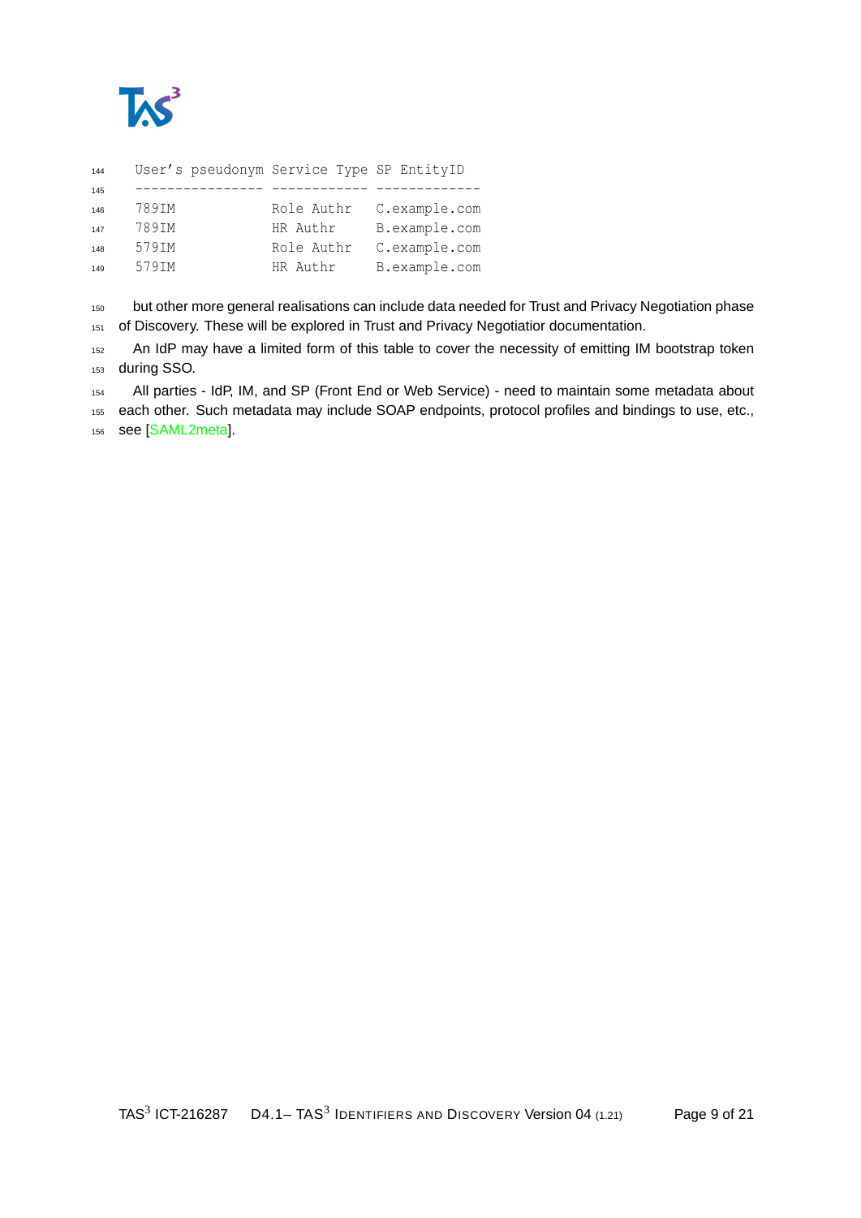```
User's pseudonym Service Type SP EntityID
---------------- ------------ -------------
789IM            Role Authr   C.example.com
789IM            HR Authr     B.example.com
579IM            Role Authr   C.example.com
579IM            HR Authr     B.example.com
```

but other more general realisations can include data needed for Trust and Privacy Negotiation phase of Discovery. These will be explored in Trust and Privacy Negotiatior documentation.

An IdP may have a limited form of this table to cover the necessity of emitting IM bootstrap token during SSO.

All parties - IdP, IM, and SP (Front End or Web Service) - need to maintain some metadata about each other. Such metadata may include SOAP endpoints, protocol profiles and bindings to use, etc., see [SAML2meta].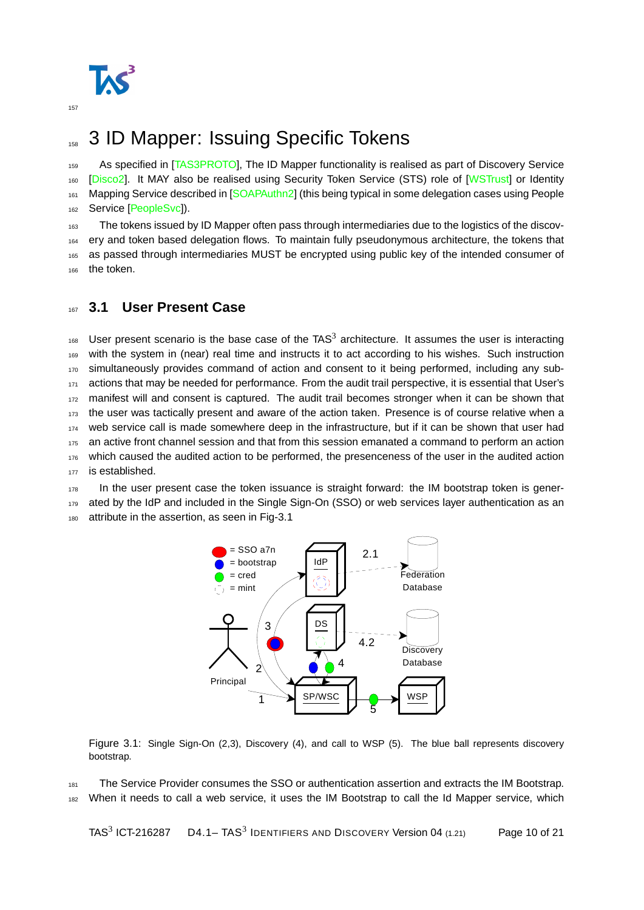# 3 ID Mapper: Issuing Specific Tokens

As specified in [TAS3PROTO], The ID Mapper functionality is realised as part of Discovery Service [Disco2]. It MAY also be realised using Security Token Service (STS) role of [WSTrust] or Identity Mapping Service described in [SOAPAuthn2] (this being typical in some delegation cases using People Service [PeopleSvc]).

The tokens issued by ID Mapper often pass through intermediaries due to the logistics of the discovery and token based delegation flows. To maintain fully pseudonymous architecture, the tokens that as passed through intermediaries MUST be encrypted using public key of the intended consumer of the token.

## 3.1 User Present Case

User present scenario is the base case of the TAS$^3$ architecture. It assumes the user is interacting with the system in (near) real time and instructs it to act according to his wishes. Such instruction simultaneously provides command of action and consent to it being performed, including any sub-actions that may be needed for performance. From the audit trail perspective, it is essential that User's manifest will and consent is captured. The audit trail becomes stronger when it can be shown that the user was tactically present and aware of the action taken. Presence is of course relative when a web service call is made somewhere deep in the infrastructure, but if it can be shown that user had an active front channel session and that from this session emanated a command to perform an action which caused the audited action to be performed, the presenceness of the user in the audited action is established.

In the user present case the token issuance is straight forward: the IM bootstrap token is generated by the IdP and included in the Single Sign-On (SSO) or web services layer authentication as an attribute in the assertion, as seen in Fig-3.1

Figure 3.1: Single Sign-On (2,3), Discovery (4), and call to WSP (5). The blue ball represents discovery bootstrap.

The Service Provider consumes the SSO or authentication assertion and extracts the IM Bootstrap. When it needs to call a web service, it uses the IM Bootstrap to call the Id Mapper service, which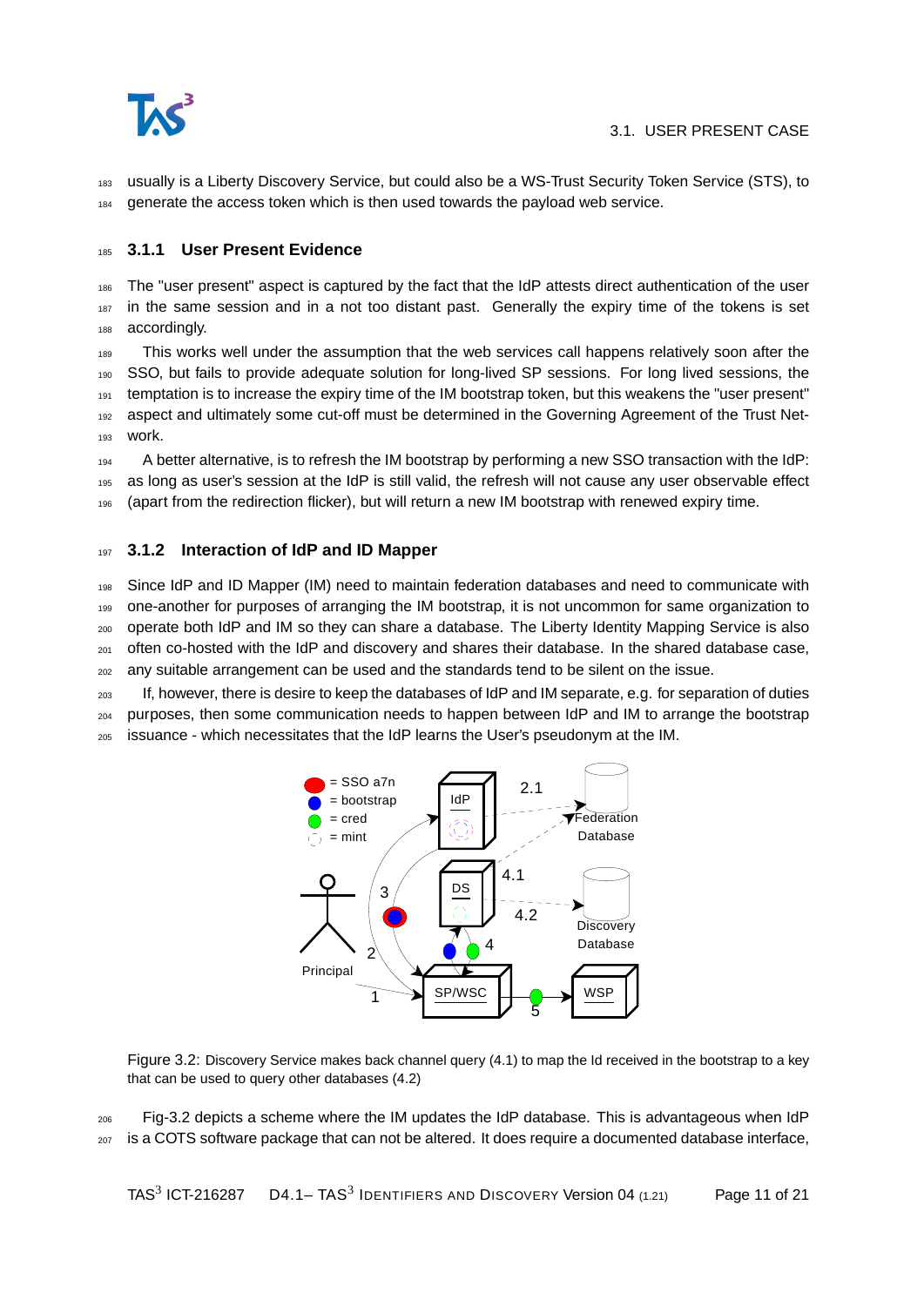usually is a Liberty Discovery Service, but could also be a WS-Trust Security Token Service (STS), to generate the access token which is then used towards the payload web service.

### 3.1.1 User Present Evidence

The "user present" aspect is captured by the fact that the IdP attests direct authentication of the user in the same session and in a not too distant past. Generally the expiry time of the tokens is set accordingly.

This works well under the assumption that the web services call happens relatively soon after the SSO, but fails to provide adequate solution for long-lived SP sessions. For long lived sessions, the temptation is to increase the expiry time of the IM bootstrap token, but this weakens the "user present" aspect and ultimately some cut-off must be determined in the Governing Agreement of the Trust Network.

A better alternative, is to refresh the IM bootstrap by performing a new SSO transaction with the IdP: as long as user's session at the IdP is still valid, the refresh will not cause any user observable effect (apart from the redirection flicker), but will return a new IM bootstrap with renewed expiry time.

### 3.1.2 Interaction of IdP and ID Mapper

Since IdP and ID Mapper (IM) need to maintain federation databases and need to communicate with one-another for purposes of arranging the IM bootstrap, it is not uncommon for same organization to operate both IdP and IM so they can share a database. The Liberty Identity Mapping Service is also often co-hosted with the IdP and discovery and shares their database. In the shared database case, any suitable arrangement can be used and the standards tend to be silent on the issue.

If, however, there is desire to keep the databases of IdP and IM separate, e.g. for separation of duties purposes, then some communication needs to happen between IdP and IM to arrange the bootstrap issuance - which necessitates that the IdP learns the User's pseudonym at the IM.

Figure 3.2: Discovery Service makes back channel query (4.1) to map the Id received in the bootstrap to a key that can be used to query other databases (4.2)

Fig-3.2 depicts a scheme where the IM updates the IdP database. This is advantageous when IdP is a COTS software package that can not be altered. It does require a documented database interface,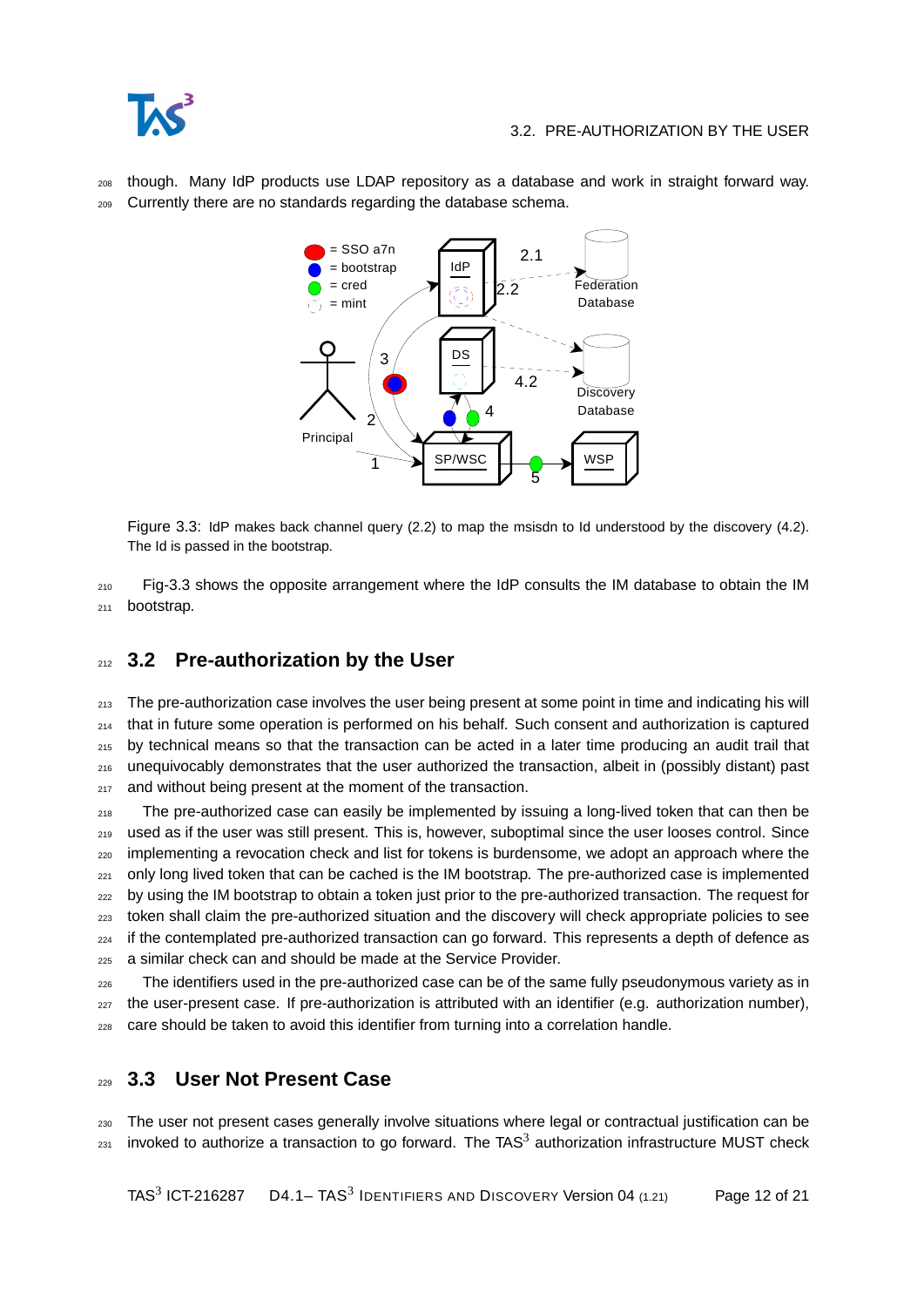though. Many IdP products use LDAP repository as a database and work in straight forward way. Currently there are no standards regarding the database schema.

Figure 3.3: IdP makes back channel query (2.2) to map the msisdn to Id understood by the discovery (4.2). The Id is passed in the bootstrap.

Fig-3.3 shows the opposite arrangement where the IdP consults the IM database to obtain the IM bootstrap.

## 3.2 Pre-authorization by the User

The pre-authorization case involves the user being present at some point in time and indicating his will that in future some operation is performed on his behalf. Such consent and authorization is captured by technical means so that the transaction can be acted in a later time producing an audit trail that unequivocably demonstrates that the user authorized the transaction, albeit in (possibly distant) past and without being present at the moment of the transaction.

The pre-authorized case can easily be implemented by issuing a long-lived token that can then be used as if the user was still present. This is, however, suboptimal since the user looses control. Since implementing a revocation check and list for tokens is burdensome, we adopt an approach where the only long lived token that can be cached is the IM bootstrap. The pre-authorized case is implemented by using the IM bootstrap to obtain a token just prior to the pre-authorized transaction. The request for token shall claim the pre-authorized situation and the discovery will check appropriate policies to see if the contemplated pre-authorized transaction can go forward. This represents a depth of defence as a similar check can and should be made at the Service Provider.

The identifiers used in the pre-authorized case can be of the same fully pseudonymous variety as in the user-present case. If pre-authorization is attributed with an identifier (e.g. authorization number), care should be taken to avoid this identifier from turning into a correlation handle.

## 3.3 User Not Present Case

The user not present cases generally involve situations where legal or contractual justification can be invoked to authorize a transaction to go forward. The TAS$^3$ authorization infrastructure MUST check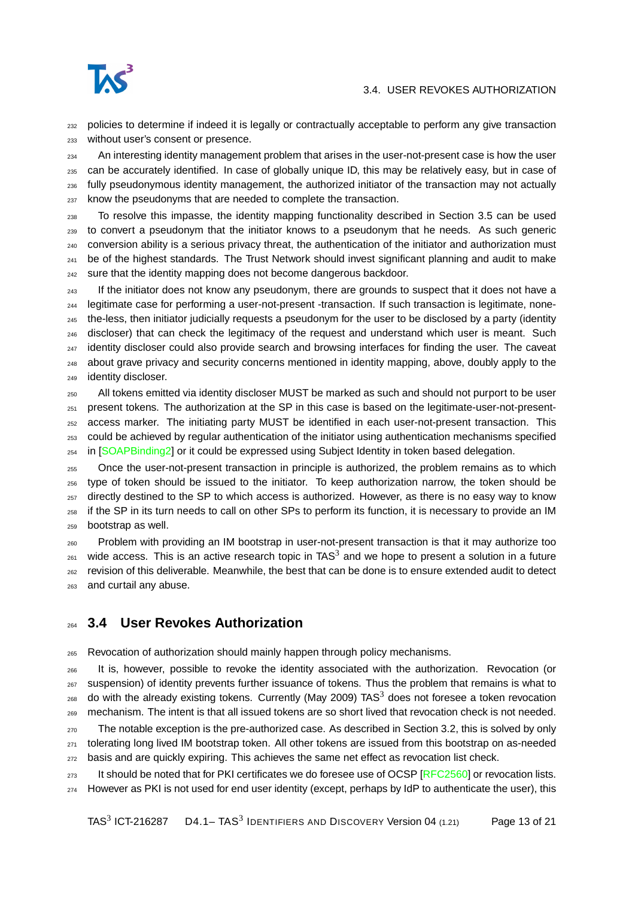policies to determine if indeed it is legally or contractually acceptable to perform any give transaction without user's consent or presence.

An interesting identity management problem that arises in the user-not-present case is how the user can be accurately identified. In case of globally unique ID, this may be relatively easy, but in case of fully pseudonymous identity management, the authorized initiator of the transaction may not actually know the pseudonyms that are needed to complete the transaction.

To resolve this impasse, the identity mapping functionality described in Section 3.5 can be used to convert a pseudonym that the initiator knows to a pseudonym that he needs. As such generic conversion ability is a serious privacy threat, the authentication of the initiator and authorization must be of the highest standards. The Trust Network should invest significant planning and audit to make sure that the identity mapping does not become dangerous backdoor.

If the initiator does not know any pseudonym, there are grounds to suspect that it does not have a legitimate case for performing a user-not-present -transaction. If such transaction is legitimate, none-the-less, then initiator judicially requests a pseudonym for the user to be disclosed by a party (identity discloser) that can check the legitimacy of the request and understand which user is meant. Such identity discloser could also provide search and browsing interfaces for finding the user. The caveat about grave privacy and security concerns mentioned in identity mapping, above, doubly apply to the identity discloser.

All tokens emitted via identity discloser MUST be marked as such and should not purport to be user present tokens. The authorization at the SP in this case is based on the legitimate-user-not-present-access marker. The initiating party MUST be identified in each user-not-present transaction. This could be achieved by regular authentication of the initiator using authentication mechanisms specified in [SOAPBinding2] or it could be expressed using Subject Identity in token based delegation.

Once the user-not-present transaction in principle is authorized, the problem remains as to which type of token should be issued to the initiator. To keep authorization narrow, the token should be directly destined to the SP to which access is authorized. However, as there is no easy way to know if the SP in its turn needs to call on other SPs to perform its function, it is necessary to provide an IM bootstrap as well.

Problem with providing an IM bootstrap in user-not-present transaction is that it may authorize too wide access. This is an active research topic in TAS$^3$ and we hope to present a solution in a future revision of this deliverable. Meanwhile, the best that can be done is to ensure extended audit to detect and curtail any abuse.

## 3.4 User Revokes Authorization

Revocation of authorization should mainly happen through policy mechanisms.

It is, however, possible to revoke the identity associated with the authorization. Revocation (or suspension) of identity prevents further issuance of tokens. Thus the problem that remains is what to do with the already existing tokens. Currently (May 2009) TAS$^3$ does not foresee a token revocation mechanism. The intent is that all issued tokens are so short lived that revocation check is not needed.

The notable exception is the pre-authorized case. As described in Section 3.2, this is solved by only tolerating long lived IM bootstrap token. All other tokens are issued from this bootstrap on as-needed basis and are quickly expiring. This achieves the same net effect as revocation list check.

It should be noted that for PKI certificates we do foresee use of OCSP [RFC2560] or revocation lists. However as PKI is not used for end user identity (except, perhaps by IdP to authenticate the user), this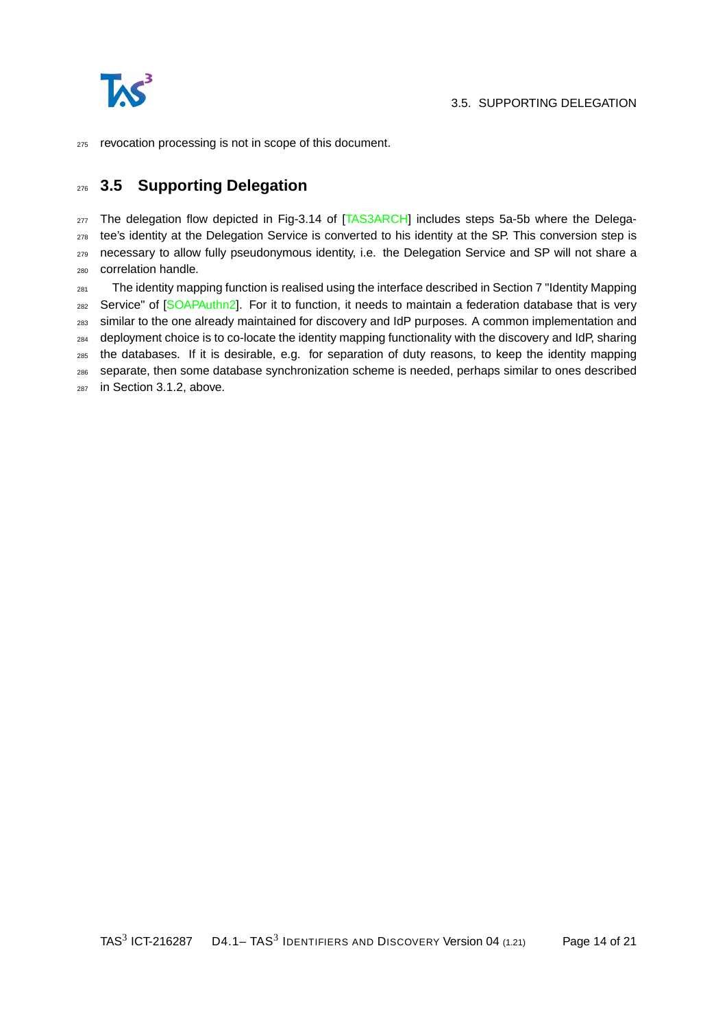revocation processing is not in scope of this document.

## 3.5 Supporting Delegation

The delegation flow depicted in Fig-3.14 of [TAS3ARCH] includes steps 5a-5b where the Delegatee's identity at the Delegation Service is converted to his identity at the SP. This conversion step is necessary to allow fully pseudonymous identity, i.e. the Delegation Service and SP will not share a correlation handle.

The identity mapping function is realised using the interface described in Section 7 "Identity Mapping Service" of [SOAPAuthn2]. For it to function, it needs to maintain a federation database that is very similar to the one already maintained for discovery and IdP purposes. A common implementation and deployment choice is to co-locate the identity mapping functionality with the discovery and IdP, sharing the databases. If it is desirable, e.g. for separation of duty reasons, to keep the identity mapping separate, then some database synchronization scheme is needed, perhaps similar to ones described in Section 3.1.2, above.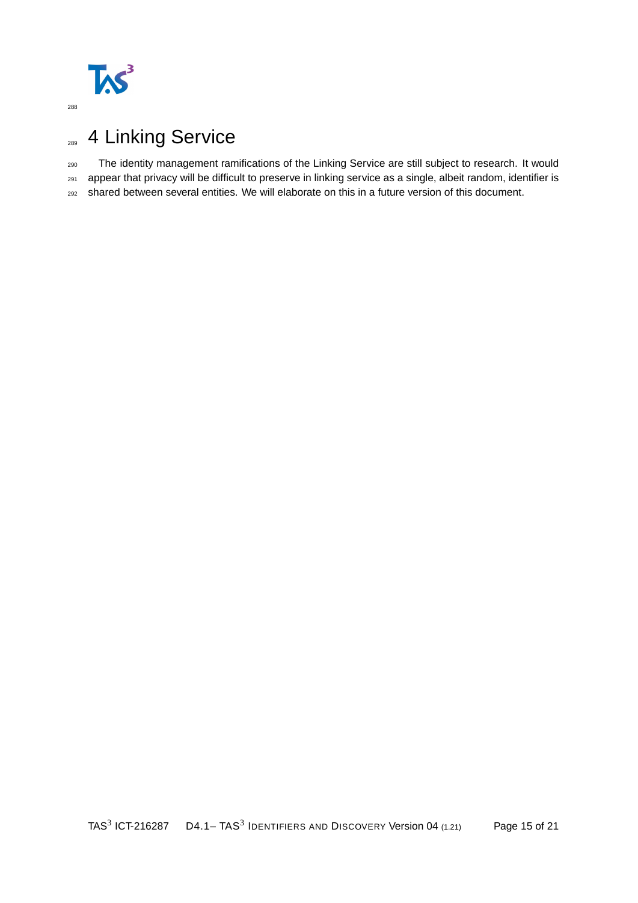# 4 Linking Service

The identity management ramifications of the Linking Service are still subject to research. It would appear that privacy will be difficult to preserve in linking service as a single, albeit random, identifier is shared between several entities. We will elaborate on this in a future version of this document.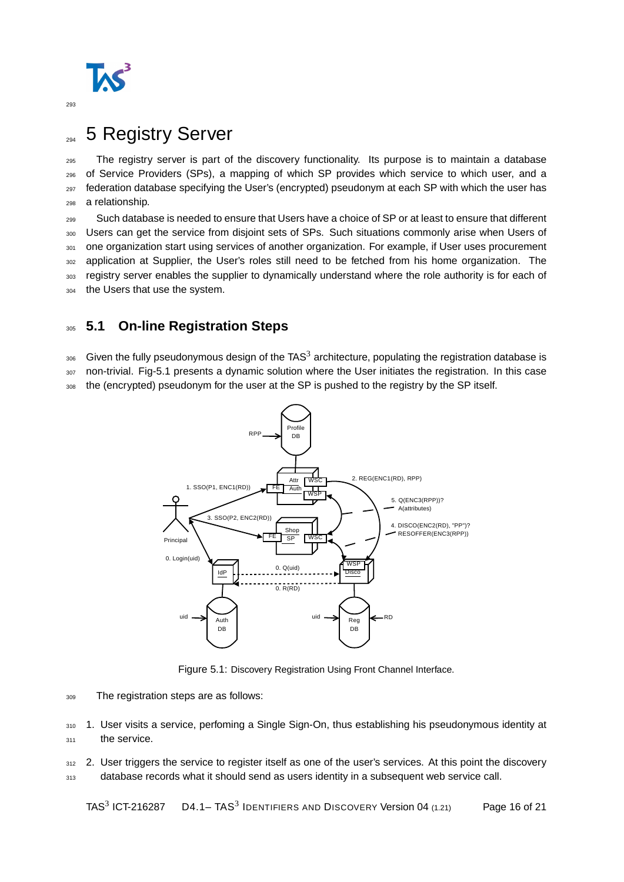# 5 Registry Server

The registry server is part of the discovery functionality. Its purpose is to maintain a database of Service Providers (SPs), a mapping of which SP provides which service to which user, and a federation database specifying the User's (encrypted) pseudonym at each SP with which the user has a relationship.

Such database is needed to ensure that Users have a choice of SP or at least to ensure that different Users can get the service from disjoint sets of SPs. Such situations commonly arise when Users of one organization start using services of another organization. For example, if User uses procurement application at Supplier, the User's roles still need to be fetched from his home organization. The registry server enables the supplier to dynamically understand where the role authority is for each of the Users that use the system.

## 5.1 On-line Registration Steps

Given the fully pseudonymous design of the TAS[3] architecture, populating the registration database is non-trivial. Fig-5.1 presents a dynamic solution where the User initiates the registration. In this case the (encrypted) pseudonym for the user at the SP is pushed to the registry by the SP itself.

Figure 5.1: Discovery Registration Using Front Channel Interface.

The registration steps are as follows:

1. User visits a service, perfoming a Single Sign-On, thus establishing his pseudonymous identity at the service.
2. User triggers the service to register itself as one of the user's services. At this point the discovery database records what it should send as users identity in a subsequent web service call.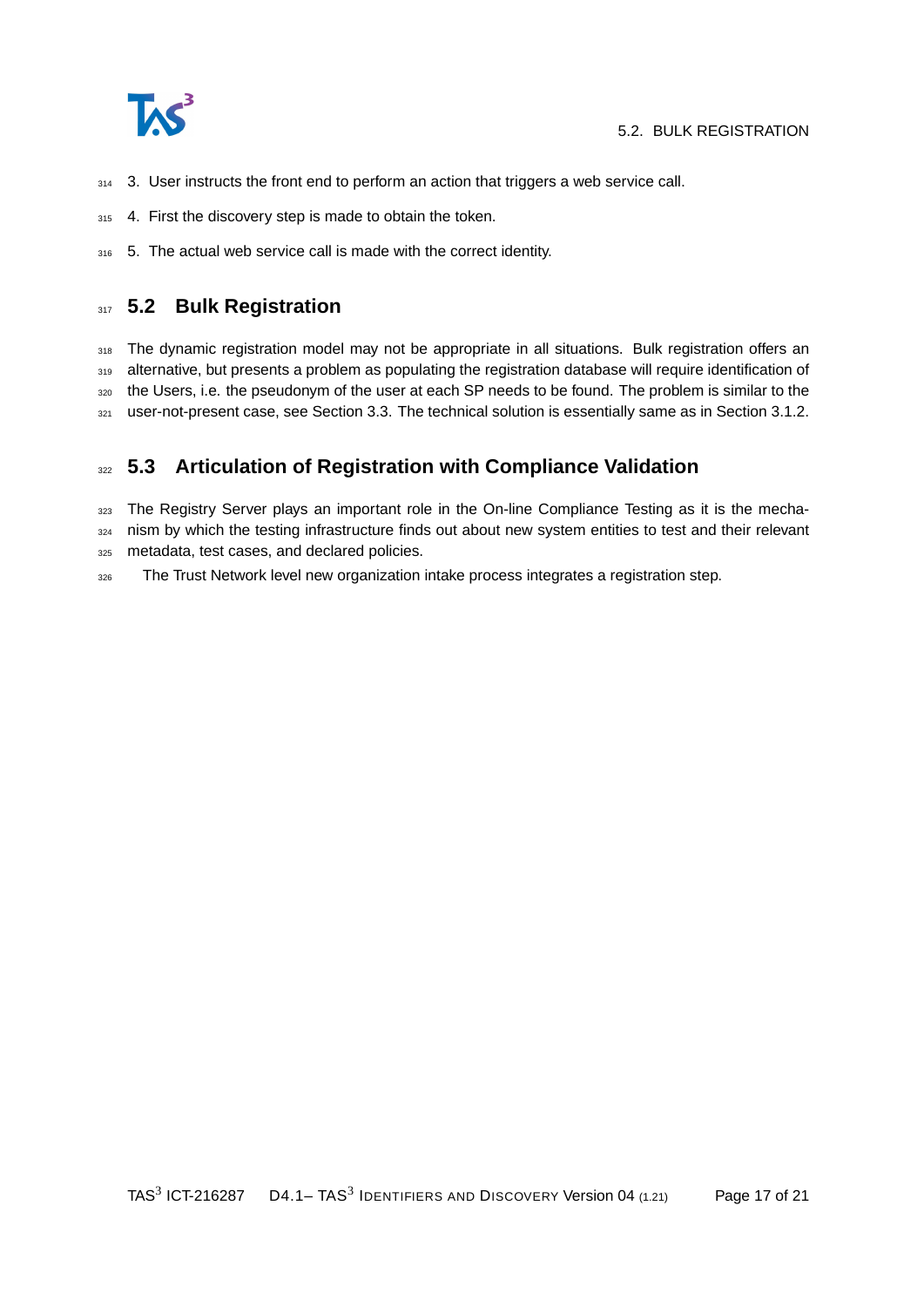3. User instructs the front end to perform an action that triggers a web service call.
4. First the discovery step is made to obtain the token.
5. The actual web service call is made with the correct identity.

## 5.2 Bulk Registration

The dynamic registration model may not be appropriate in all situations. Bulk registration offers an alternative, but presents a problem as populating the registration database will require identification of the Users, i.e. the pseudonym of the user at each SP needs to be found. The problem is similar to the user-not-present case, see Section 3.3. The technical solution is essentially same as in Section 3.1.2.

## 5.3 Articulation of Registration with Compliance Validation

The Registry Server plays an important role in the On-line Compliance Testing as it is the mechanism by which the testing infrastructure finds out about new system entities to test and their relevant metadata, test cases, and declared policies.

The Trust Network level new organization intake process integrates a registration step.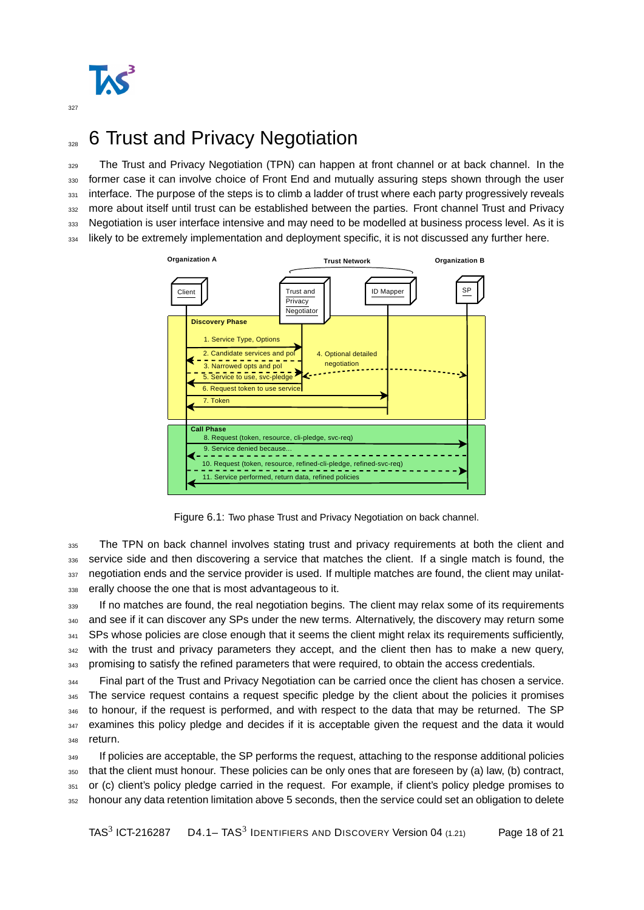# 6 Trust and Privacy Negotiation

The Trust and Privacy Negotiation (TPN) can happen at front channel or at back channel. In the former case it can involve choice of Front End and mutually assuring steps shown through the user interface. The purpose of the steps is to climb a ladder of trust where each party progressively reveals more about itself until trust can be established between the parties. Front channel Trust and Privacy Negotiation is user interface intensive and may need to be modelled at business process level. As it is likely to be extremely implementation and deployment specific, it is not discussed any further here.

Figure 6.1: Two phase Trust and Privacy Negotiation on back channel.

The TPN on back channel involves stating trust and privacy requirements at both the client and service side and then discovering a service that matches the client. If a single match is found, the negotiation ends and the service provider is used. If multiple matches are found, the client may unilaterally choose the one that is most advantageous to it.

If no matches are found, the real negotiation begins. The client may relax some of its requirements and see if it can discover any SPs under the new terms. Alternatively, the discovery may return some SPs whose policies are close enough that it seems the client might relax its requirements sufficiently, with the trust and privacy parameters they accept, and the client then has to make a new query, promising to satisfy the refined parameters that were required, to obtain the access credentials.

Final part of the Trust and Privacy Negotiation can be carried once the client has chosen a service. The service request contains a request specific pledge by the client about the policies it promises to honour, if the request is performed, and with respect to the data that may be returned. The SP examines this policy pledge and decides if it is acceptable given the request and the data it would return.

If policies are acceptable, the SP performs the request, attaching to the response additional policies that the client must honour. These policies can be only ones that are foreseen by (a) law, (b) contract, or (c) client's policy pledge carried in the request. For example, if client's policy pledge promises to honour any data retention limitation above 5 seconds, then the service could set an obligation to delete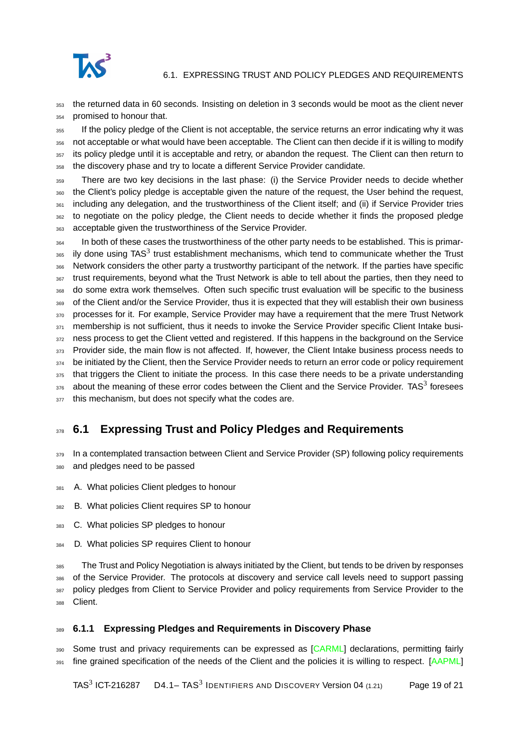the returned data in 60 seconds. Insisting on deletion in 3 seconds would be moot as the client never promised to honour that.

If the policy pledge of the Client is not acceptable, the service returns an error indicating why it was not acceptable or what would have been acceptable. The Client can then decide if it is willing to modify its policy pledge until it is acceptable and retry, or abandon the request. The Client can then return to the discovery phase and try to locate a different Service Provider candidate.

There are two key decisions in the last phase: (i) the Service Provider needs to decide whether the Client's policy pledge is acceptable given the nature of the request, the User behind the request, including any delegation, and the trustworthiness of the Client itself; and (ii) if Service Provider tries to negotiate on the policy pledge, the Client needs to decide whether it finds the proposed pledge acceptable given the trustworthiness of the Service Provider.

In both of these cases the trustworthiness of the other party needs to be established. This is primarily done using TAS$^3$ trust establishment mechanisms, which tend to communicate whether the Trust Network considers the other party a trustworthy participant of the network. If the parties have specific trust requirements, beyond what the Trust Network is able to tell about the parties, then they need to do some extra work themselves. Often such specific trust evaluation will be specific to the business of the Client and/or the Service Provider, thus it is expected that they will establish their own business processes for it. For example, Service Provider may have a requirement that the mere Trust Network membership is not sufficient, thus it needs to invoke the Service Provider specific Client Intake business process to get the Client vetted and registered. If this happens in the background on the Service Provider side, the main flow is not affected. If, however, the Client Intake business process needs to be initiated by the Client, then the Service Provider needs to return an error code or policy requirement that triggers the Client to initiate the process. In this case there needs to be a private understanding about the meaning of these error codes between the Client and the Service Provider. TAS$^3$ foresees this mechanism, but does not specify what the codes are.

## 6.1 Expressing Trust and Policy Pledges and Requirements

In a contemplated transaction between Client and Service Provider (SP) following policy requirements and pledges need to be passed

A. What policies Client pledges to honour

B. What policies Client requires SP to honour

C. What policies SP pledges to honour

D. What policies SP requires Client to honour

The Trust and Policy Negotiation is always initiated by the Client, but tends to be driven by responses of the Service Provider. The protocols at discovery and service call levels need to support passing policy pledges from Client to Service Provider and policy requirements from Service Provider to the Client.

### 6.1.1 Expressing Pledges and Requirements in Discovery Phase

Some trust and privacy requirements can be expressed as [CARML] declarations, permitting fairly fine grained specification of the needs of the Client and the policies it is willing to respect. [AAPML]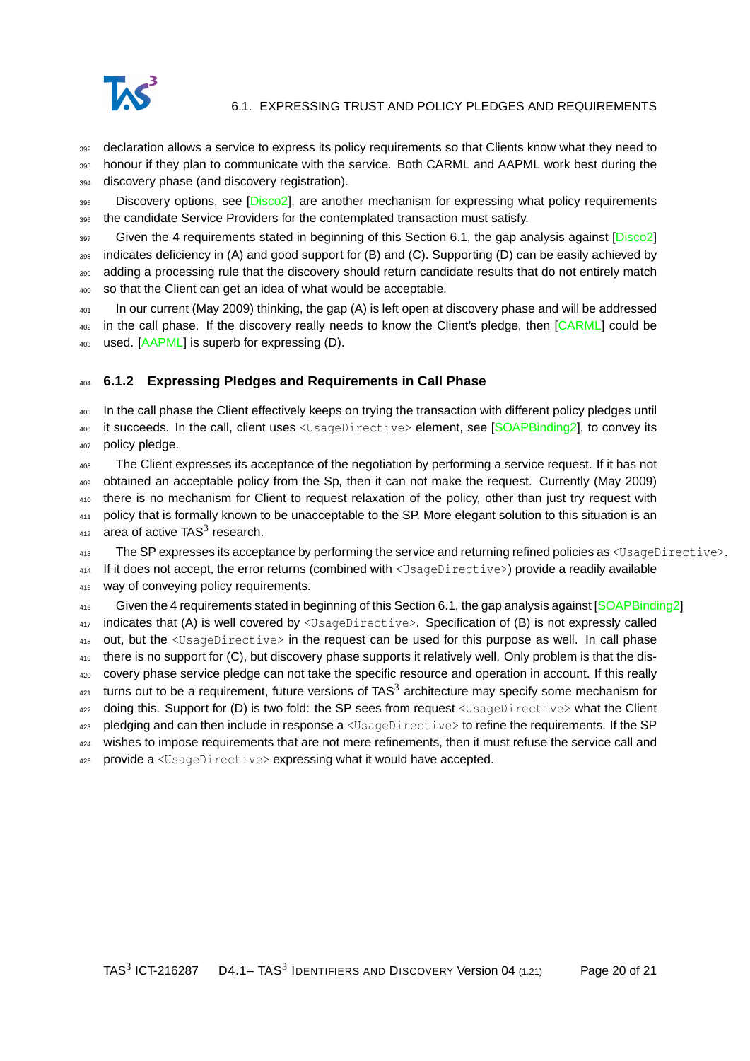declaration allows a service to express its policy requirements so that Clients know what they need to honour if they plan to communicate with the service. Both CARML and AAPML work best during the discovery phase (and discovery registration).

Discovery options, see [Disco2], are another mechanism for expressing what policy requirements the candidate Service Providers for the contemplated transaction must satisfy.

Given the 4 requirements stated in beginning of this Section 6.1, the gap analysis against [Disco2] indicates deficiency in (A) and good support for (B) and (C). Supporting (D) can be easily achieved by adding a processing rule that the discovery should return candidate results that do not entirely match so that the Client can get an idea of what would be acceptable.

In our current (May 2009) thinking, the gap (A) is left open at discovery phase and will be addressed in the call phase. If the discovery really needs to know the Client's pledge, then [CARML] could be used. [AAPML] is superb for expressing (D).

### 6.1.2 Expressing Pledges and Requirements in Call Phase

In the call phase the Client effectively keeps on trying the transaction with different policy pledges until it succeeds. In the call, client uses `<UsageDirective>` element, see [SOAPBinding2], to convey its policy pledge.

The Client expresses its acceptance of the negotiation by performing a service request. If it has not obtained an acceptable policy from the Sp, then it can not make the request. Currently (May 2009) there is no mechanism for Client to request relaxation of the policy, other than just try request with policy that is formally known to be unacceptable to the SP. More elegant solution to this situation is an area of active TAS$^3$ research.

The SP expresses its acceptance by performing the service and returning refined policies as `<UsageDirective>`. If it does not accept, the error returns (combined with `<UsageDirective>`) provide a readily available way of conveying policy requirements.

Given the 4 requirements stated in beginning of this Section 6.1, the gap analysis against [SOAPBinding2] indicates that (A) is well covered by `<UsageDirective>`. Specification of (B) is not expressly called out, but the `<UsageDirective>` in the request can be used for this purpose as well. In call phase there is no support for (C), but discovery phase supports it relatively well. Only problem is that the discovery phase service pledge can not take the specific resource and operation in account. If this really turns out to be a requirement, future versions of TAS$^3$ architecture may specify some mechanism for doing this. Support for (D) is two fold: the SP sees from request `<UsageDirective>` what the Client pledging and can then include in response a `<UsageDirective>` to refine the requirements. If the SP wishes to impose requirements that are not mere refinements, then it must refuse the service call and provide a `<UsageDirective>` expressing what it would have accepted.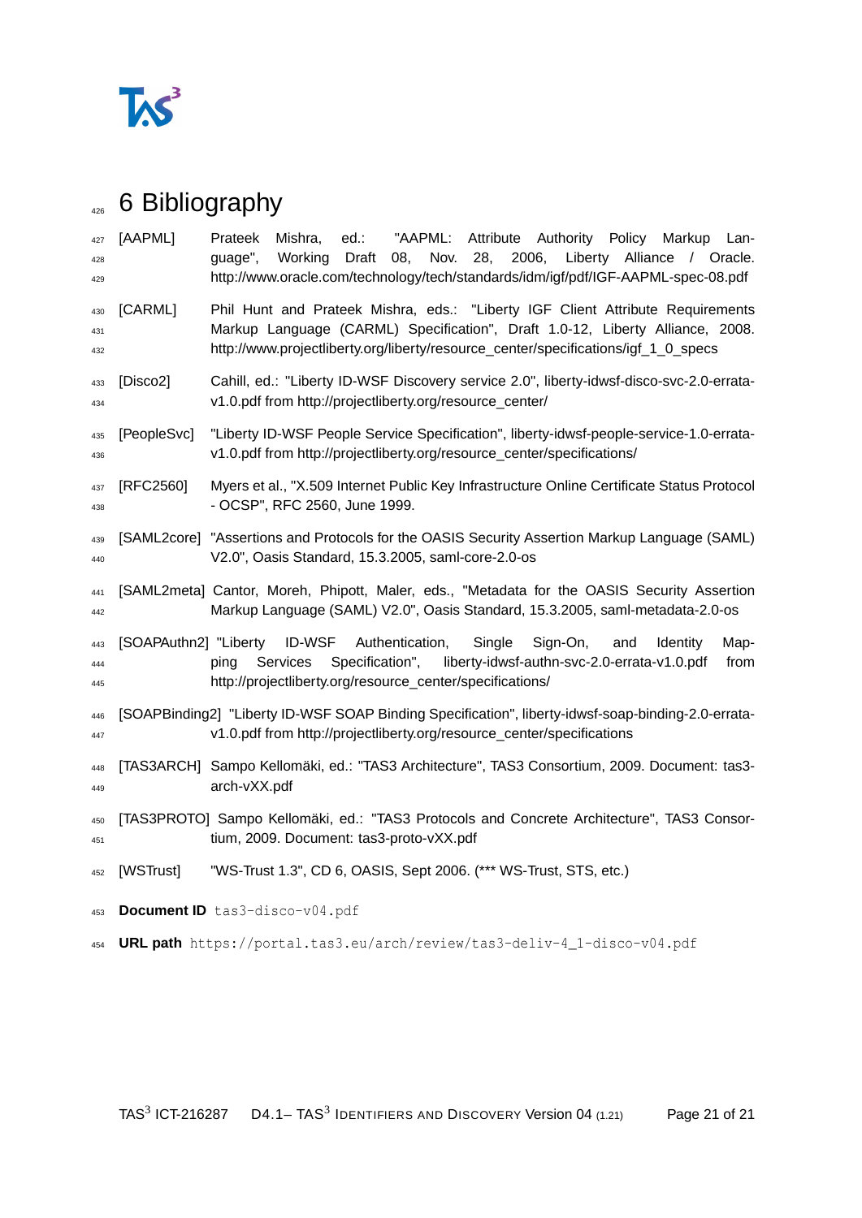# 6 Bibliography

[AAPML] Prateek Mishra, ed.: "AAPML: Attribute Authority Policy Markup Language", Working Draft 08, Nov. 28, 2006, Liberty Alliance / Oracle. http://www.oracle.com/technology/tech/standards/idm/igf/pdf/IGF-AAPML-spec-08.pdf

[CARML] Phil Hunt and Prateek Mishra, eds.: "Liberty IGF Client Attribute Requirements Markup Language (CARML) Specification", Draft 1.0-12, Liberty Alliance, 2008. http://www.projectliberty.org/liberty/resource_center/specifications/igf_1_0_specs

[Disco2] Cahill, ed.: "Liberty ID-WSF Discovery service 2.0", liberty-idwsf-disco-svc-2.0-errata-v1.0.pdf from http://projectliberty.org/resource_center/

[PeopleSvc] "Liberty ID-WSF People Service Specification", liberty-idwsf-people-service-1.0-errata-v1.0.pdf from http://projectliberty.org/resource_center/specifications/

[RFC2560] Myers et al., "X.509 Internet Public Key Infrastructure Online Certificate Status Protocol - OCSP", RFC 2560, June 1999.

[SAML2core] "Assertions and Protocols for the OASIS Security Assertion Markup Language (SAML) V2.0", Oasis Standard, 15.3.2005, saml-core-2.0-os

[SAML2meta] Cantor, Moreh, Phipott, Maler, eds., "Metadata for the OASIS Security Assertion Markup Language (SAML) V2.0", Oasis Standard, 15.3.2005, saml-metadata-2.0-os

[SOAPAuthn2] "Liberty ID-WSF Authentication, Single Sign-On, and Identity Mapping Services Specification", liberty-idwsf-authn-svc-2.0-errata-v1.0.pdf from http://projectliberty.org/resource_center/specifications/

[SOAPBinding2] "Liberty ID-WSF SOAP Binding Specification", liberty-idwsf-soap-binding-2.0-errata-v1.0.pdf from http://projectliberty.org/resource_center/specifications

[TAS3ARCH] Sampo Kellomäki, ed.: "TAS3 Architecture", TAS3 Consortium, 2009. Document: tas3-arch-vXX.pdf

[TAS3PROTO] Sampo Kellomäki, ed.: "TAS3 Protocols and Concrete Architecture", TAS3 Consortium, 2009. Document: tas3-proto-vXX.pdf

[WSTrust] "WS-Trust 1.3", CD 6, OASIS, Sept 2006. (*** WS-Trust, STS, etc.)

**Document ID** `tas3-disco-v04.pdf`

**URL path** `https://portal.tas3.eu/arch/review/tas3-deliv-4_1-disco-v04.pdf`